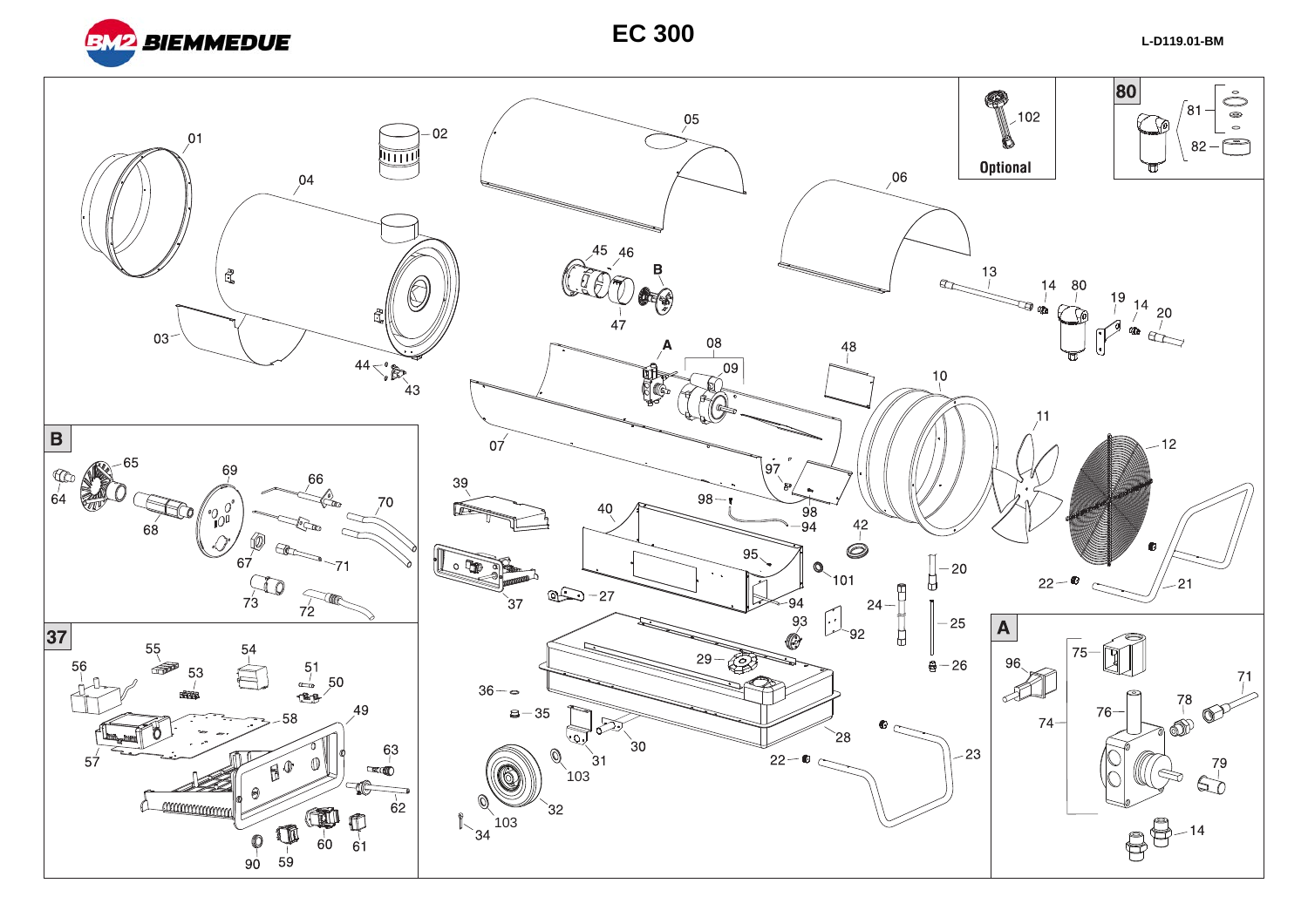# EC 300

L-D119.01-BM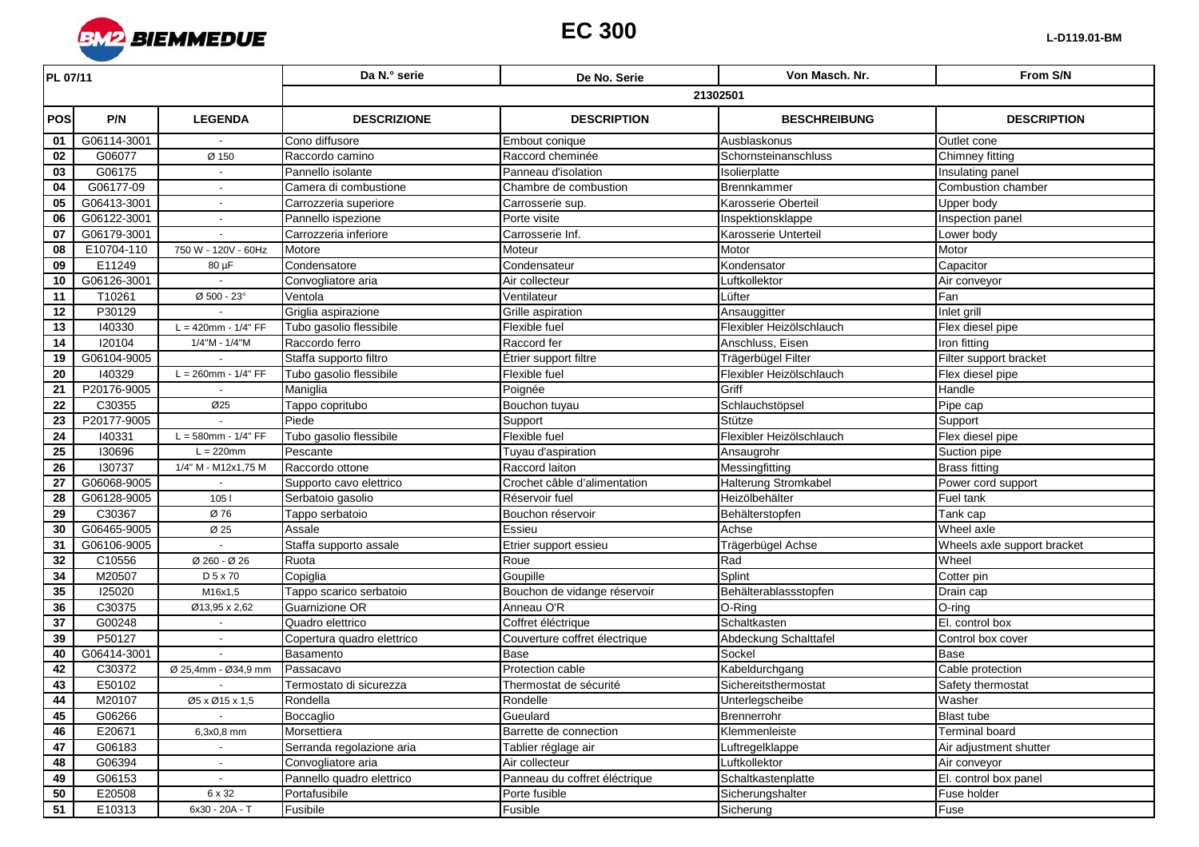BIEMMEDUE

# EC 300

L-D119.01-BM

| PL 07/11 | | | Da N.° serie | De No. Serie | Von Masch. Nr. | From S/N |
|---|---|---|---|---|---|---|
| | | | 21302501 | | | |
| **POS** | **P/N** | **LEGENDA** | **DESCRIZIONE** | **DESCRIPTION** | **BESCHREIBUNG** | **DESCRIPTION** |
| 01 | G06114-3001 | - | Cono diffusore | Embout conique | Ausblaskonus | Outlet cone |
| 02 | G06077 | Ø 150 | Raccordo camino | Raccord cheminée | Schornsteinanschluss | Chimney fitting |
| 03 | G06175 | - | Pannello isolante | Panneau d'isolation | Isolierplatte | Insulating panel |
| 04 | G06177-09 | - | Camera di combustione | Chambre de combustion | Brennkammer | Combustion chamber |
| 05 | G06413-3001 | - | Carrozzeria superiore | Carrosserie sup. | Karosserie Oberteil | Upper body |
| 06 | G06122-3001 | - | Pannello ispezione | Porte visite | Inspektionsklappe | Inspection panel |
| 07 | G06179-3001 | - | Carrozzeria inferiore | Carrosserie Inf. | Karosserie Unterteil | Lower body |
| 08 | E10704-110 | 750 W - 120V - 60Hz | Motore | Moteur | Motor | Motor |
| 09 | E11249 | 80 µF | Condensatore | Condensateur | Kondensator | Capacitor |
| 10 | G06126-3001 | - | Convogliatore aria | Air collecteur | Luftkollektor | Air conveyor |
| 11 | T10261 | Ø 500 - 23° | Ventola | Ventilateur | Lüfter | Fan |
| 12 | P30129 | - | Griglia aspirazione | Grille aspiration | Ansauggitter | Inlet grill |
| 13 | I40330 | L = 420mm - 1/4" FF | Tubo gasolio flessibile | Flexible fuel | Flexibler Heizölschlauch | Flex diesel pipe |
| 14 | I20104 | 1/4"M - 1/4"M | Raccordo ferro | Raccord fer | Anschluss, Eisen | Iron fitting |
| 19 | G06104-9005 | - | Staffa supporto filtro | Étrier support filtre | Trägerbügel Filter | Filter support bracket |
| 20 | I40329 | L = 260mm - 1/4" FF | Tubo gasolio flessibile | Flexible fuel | Flexibler Heizölschlauch | Flex diesel pipe |
| 21 | P20176-9005 | - | Maniglia | Poignée | Griff | Handle |
| 22 | C30355 | Ø25 | Tappo copritubo | Bouchon tuyau | Schlauchstöpsel | Pipe cap |
| 23 | P20177-9005 | - | Piede | Support | Stütze | Support |
| 24 | I40331 | L = 580mm - 1/4" FF | Tubo gasolio flessibile | Flexible fuel | Flexibler Heizölschlauch | Flex diesel pipe |
| 25 | I30696 | L = 220mm | Pescante | Tuyau d'aspiration | Ansaugrohr | Suction pipe |
| 26 | I30737 | 1/4" M - M12x1,75 M | Raccordo ottone | Raccord laiton | Messingfitting | Brass fitting |
| 27 | G06068-9005 | - | Supporto cavo elettrico | Crochet câble d'alimentation | Halterung Stromkabel | Power cord support |
| 28 | G06128-9005 | 105 l | Serbatoio gasolio | Réservoir fuel | Heizölbehälter | Fuel tank |
| 29 | C30367 | Ø 76 | Tappo serbatoio | Bouchon réservoir | Behälterstopfen | Tank cap |
| 30 | G06465-9005 | Ø 25 | Assale | Essieu | Achse | Wheel axle |
| 31 | G06106-9005 | - | Staffa supporto assale | Etrier support essieu | Trägerbügel Achse | Wheels axle support bracket |
| 32 | C10556 | Ø 260 - Ø 26 | Ruota | Roue | Rad | Wheel |
| 34 | M20507 | D 5 x 70 | Copiglia | Goupille | Splint | Cotter pin |
| 35 | I25020 | M16x1,5 | Tappo scarico serbatoio | Bouchon de vidange réservoir | Behälterablassstopfen | Drain cap |
| 36 | C30375 | Ø13,95 x 2,62 | Guarnizione OR | Anneau O'R | O-Ring | O-ring |
| 37 | G00248 | - | Quadro elettrico | Coffret éléctrique | Schaltkasten | El. control box |
| 39 | P50127 | - | Copertura quadro elettrico | Couverture coffret électrique | Abdeckung Schalttafel | Control box cover |
| 40 | G06414-3001 | - | Basamento | Base | Sockel | Base |
| 42 | C30372 | Ø 25,4mm - Ø34,9 mm | Passacavo | Protection cable | Kabeldurchgang | Cable protection |
| 43 | E50102 | - | Termostato di sicurezza | Thermostat de sécurité | Sichereitsthermostat | Safety thermostat |
| 44 | M20107 | Ø5 x Ø15 x 1,5 | Rondella | Rondelle | Unterlegscheibe | Washer |
| 45 | G06266 | - | Boccaglio | Gueulard | Brennerrohr | Blast tube |
| 46 | E20671 | 6,3x0,8 mm | Morsettiera | Barrette de connection | Klemmenleiste | Terminal board |
| 47 | G06183 | - | Serranda regolazione aria | Tablier réglage air | Luftregelklappe | Air adjustment shutter |
| 48 | G06394 | - | Convogliatore aria | Air collecteur | Luftkollektor | Air conveyor |
| 49 | G06153 | - | Pannello quadro elettrico | Panneau du coffret éléctrique | Schaltkastenplatte | El. control box panel |
| 50 | E20508 | 6 x 32 | Portafusibile | Porte fusible | Sicherungshalter | Fuse holder |
| 51 | E10313 | 6x30 - 20A - T | Fusibile | Fusible | Sicherung | Fuse |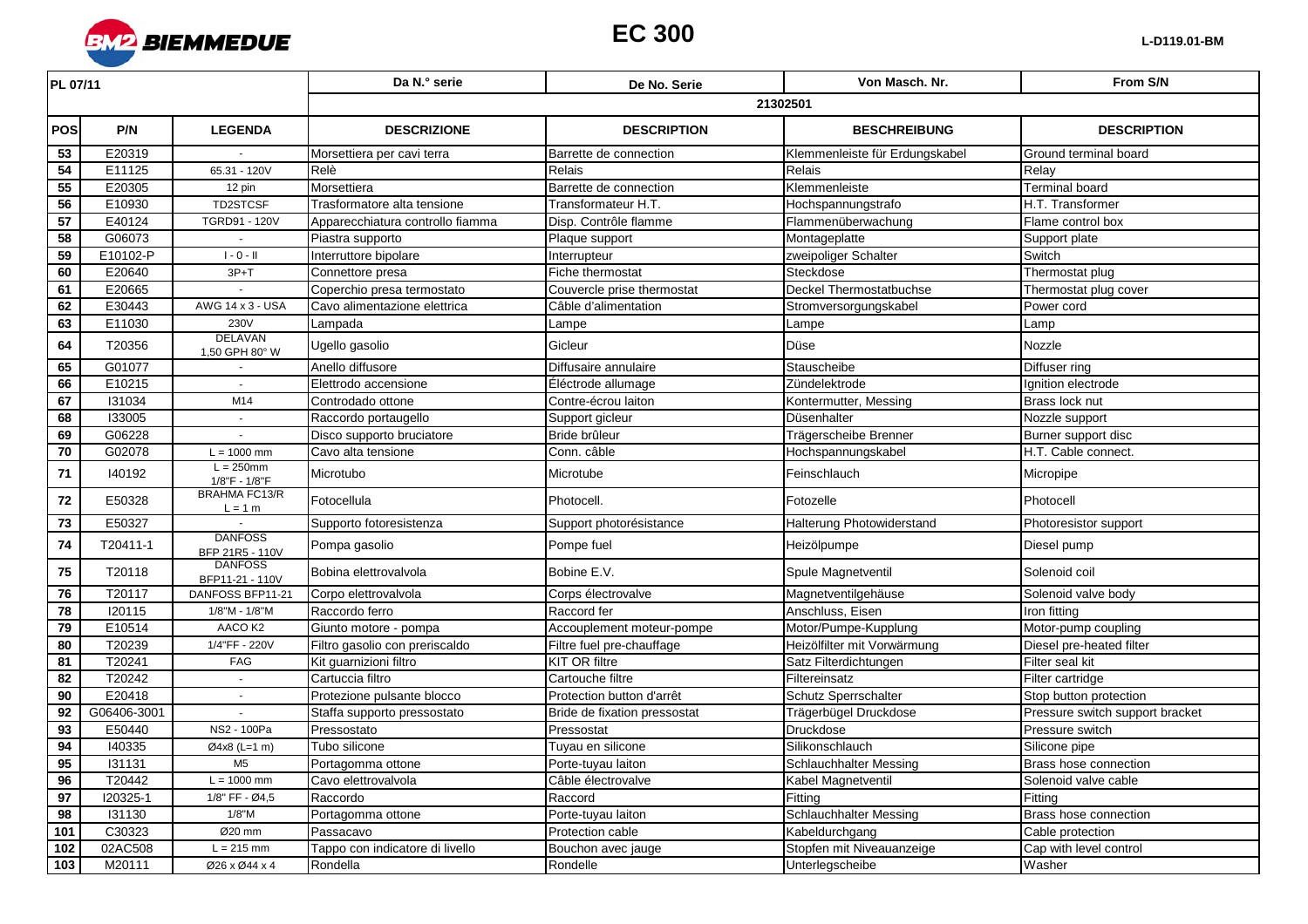BIEMMEDUE

# EC 300

L-D119.01-BM

| PL 07/11 | | | Da N.° serie | De No. Serie | Von Masch. Nr. | From S/N |
|---|---|---|---|---|---|---|
| | | | 21302501 | | | |
| **POS** | **P/N** | **LEGENDA** | **DESCRIZIONE** | **DESCRIPTION** | **BESCHREIBUNG** | **DESCRIPTION** |
| 53 | E20319 | - | Morsettiera per cavi terra | Barrette de connection | Klemmenleiste für Erdungskabel | Ground terminal board |
| 54 | E11125 | 65.31 - 120V | Relè | Relais | Relais | Relay |
| 55 | E20305 | 12 pin | Morsettiera | Barrette de connection | Klemmenleiste | Terminal board |
| 56 | E10930 | TD2STCSF | Trasformatore alta tensione | Transformateur H.T. | Hochspannungstrafo | H.T. Transformer |
| 57 | E40124 | TGRD91 - 120V | Apparecchiatura controllo fiamma | Disp. Contrôle flamme | Flammenüberwachung | Flame control box |
| 58 | G06073 | - | Piastra supporto | Plaque support | Montageplatte | Support plate |
| 59 | E10102-P | I - 0 - II | Interruttore bipolare | Interrupteur | zweipoliger Schalter | Switch |
| 60 | E20640 | 3P+T | Connettore presa | Fiche thermostat | Steckdose | Thermostat plug |
| 61 | E20665 | - | Coperchio presa termostato | Couvercle prise thermostat | Deckel Thermostatbuchse | Thermostat plug cover |
| 62 | E30443 | AWG 14 x 3 - USA | Cavo alimentazione elettrica | Câble d'alimentation | Stromversorgungskabel | Power cord |
| 63 | E11030 | 230V | Lampada | Lampe | Lampe | Lamp |
| 64 | T20356 | DELAVAN 1,50 GPH 80° W | Ugello gasolio | Gicleur | Düse | Nozzle |
| 65 | G01077 | - | Anello diffusore | Diffusaire annulaire | Stauscheibe | Diffuser ring |
| 66 | E10215 | - | Elettrodo accensione | Éléctrode allumage | Zündelektrode | Ignition electrode |
| 67 | I31034 | M14 | Controdado ottone | Contre-écrou laiton | Kontermutter, Messing | Brass lock nut |
| 68 | I33005 | - | Raccordo portaugello | Support gicleur | Düsenhalter | Nozzle support |
| 69 | G06228 | - | Disco supporto bruciatore | Bride brûleur | Trägerscheibe Brenner | Burner support disc |
| 70 | G02078 | L = 1000 mm | Cavo alta tensione | Conn. câble | Hochspannungskabel | H.T. Cable connect. |
| 71 | I40192 | L = 250mm 1/8"F - 1/8"F | Microtubo | Microtube | Feinschlauch | Micropipe |
| 72 | E50328 | BRAHMA FC13/R L = 1 m | Fotocellula | Photocell. | Fotozelle | Photocell |
| 73 | E50327 | - | Supporto fotoresistenza | Support photorésistance | Halterung Photowiderstand | Photoresistor support |
| 74 | T20411-1 | DANFOSS BFP 21R5 - 110V | Pompa gasolio | Pompe fuel | Heizölpumpe | Diesel pump |
| 75 | T20118 | DANFOSS BFP11-21 - 110V | Bobina elettrovalvola | Bobine E.V. | Spule Magnetventil | Solenoid coil |
| 76 | T20117 | DANFOSS BFP11-21 | Corpo elettrovalvola | Corps électrovalve | Magnetventilgehäuse | Solenoid valve body |
| 78 | I20115 | 1/8"M - 1/8"M | Raccordo ferro | Raccord fer | Anschluss, Eisen | Iron fitting |
| 79 | E10514 | AACO K2 | Giunto motore - pompa | Accouplement moteur-pompe | Motor/Pumpe-Kupplung | Motor-pump coupling |
| 80 | T20239 | 1/4"FF - 220V | Filtro gasolio con preriscaldo | Filtre fuel pre-chauffage | Heizölfilter mit Vorwärmung | Diesel pre-heated filter |
| 81 | T20241 | FAG | Kit guarnizioni filtro | KIT OR filtre | Satz Filterdichtungen | Filter seal kit |
| 82 | T20242 | - | Cartuccia filtro | Cartouche filtre | Filtereinsatz | Filter cartridge |
| 90 | E20418 | - | Protezione pulsante blocco | Protection button d'arrêt | Schutz Sperrschalter | Stop button protection |
| 92 | G06406-3001 | - | Staffa supporto pressostato | Bride de fixation pressostat | Trägerbügel Druckdose | Pressure switch support bracket |
| 93 | E50440 | NS2 - 100Pa | Pressostato | Pressostat | Druckdose | Pressure switch |
| 94 | I40335 | Ø4x8 (L=1 m) | Tubo silicone | Tuyau en silicone | Silikonschlauch | Silicone pipe |
| 95 | I31131 | M5 | Portagomma ottone | Porte-tuyau laiton | Schlauchhalter Messing | Brass hose connection |
| 96 | T20442 | L = 1000 mm | Cavo elettrovalvola | Câble électrovalve | Kabel Magnetventil | Solenoid valve cable |
| 97 | I20325-1 | 1/8" FF - Ø4,5 | Raccordo | Raccord | Fitting | Fitting |
| 98 | I31130 | 1/8"M | Portagomma ottone | Porte-tuyau laiton | Schlauchhalter Messing | Brass hose connection |
| 101 | C30323 | Ø20 mm | Passacavo | Protection cable | Kabeldurchgang | Cable protection |
| 102 | 02AC508 | L = 215 mm | Tappo con indicatore di livello | Bouchon avec jauge | Stopfen mit Niveauanzeige | Cap with level control |
| 103 | M20111 | Ø26 x Ø44 x 4 | Rondella | Rondelle | Unterlegscheibe | Washer |